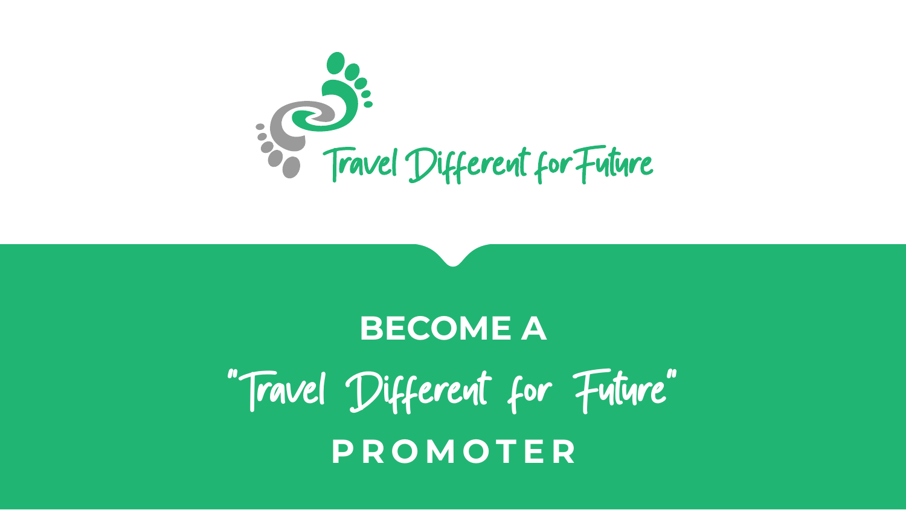Travel Different for Future

# BECOME A

# "Travel Different for Future"

# PROMOTER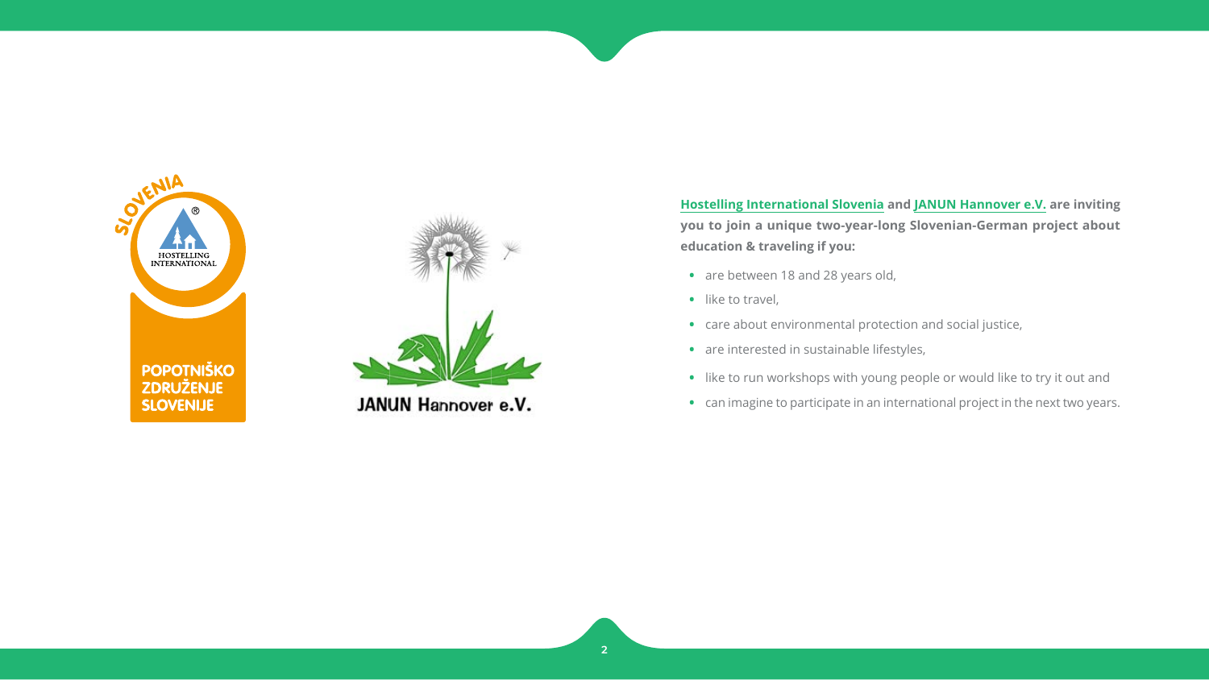**Hostelling International Slovenia and JANUN Hannover e.V. are inviting you to join a unique two-year-long Slovenian-German project about education & traveling if you:**

- are between 18 and 28 years old,
- like to travel,
- care about environmental protection and social justice,
- are interested in sustainable lifestyles,
- like to run workshops with young people or would like to try it out and
- can imagine to participate in an international project in the next two years.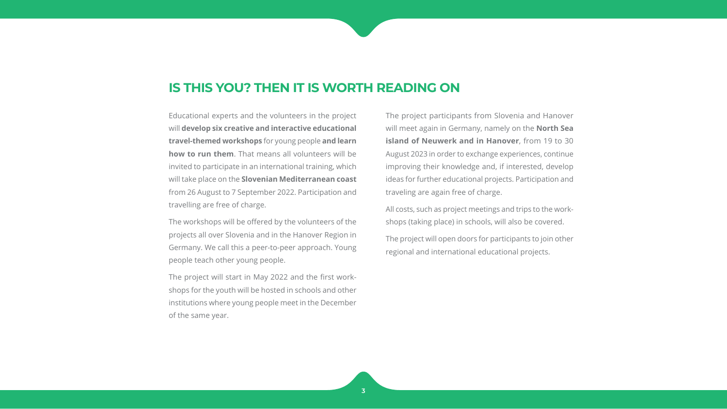## IS THIS YOU? THEN IT IS WORTH READING ON

Educational experts and the volunteers in the project will **develop six creative and interactive educational travel-themed workshops** for young people **and learn how to run them**. That means all volunteers will be invited to participate in an international training, which will take place on the **Slovenian Mediterranean coast** from 26 August to 7 September 2022. Participation and travelling are free of charge.

The workshops will be offered by the volunteers of the projects all over Slovenia and in the Hanover Region in Germany. We call this a peer-to-peer approach. Young people teach other young people.

The project will start in May 2022 and the first workshops for the youth will be hosted in schools and other institutions where young people meet in the December of the same year.

The project participants from Slovenia and Hanover will meet again in Germany, namely on the **North Sea island of Neuwerk and in Hanover**, from 19 to 30 August 2023 in order to exchange experiences, continue improving their knowledge and, if interested, develop ideas for further educational projects. Participation and traveling are again free of charge.

All costs, such as project meetings and trips to the workshops (taking place) in schools, will also be covered.

The project will open doors for participants to join other regional and international educational projects.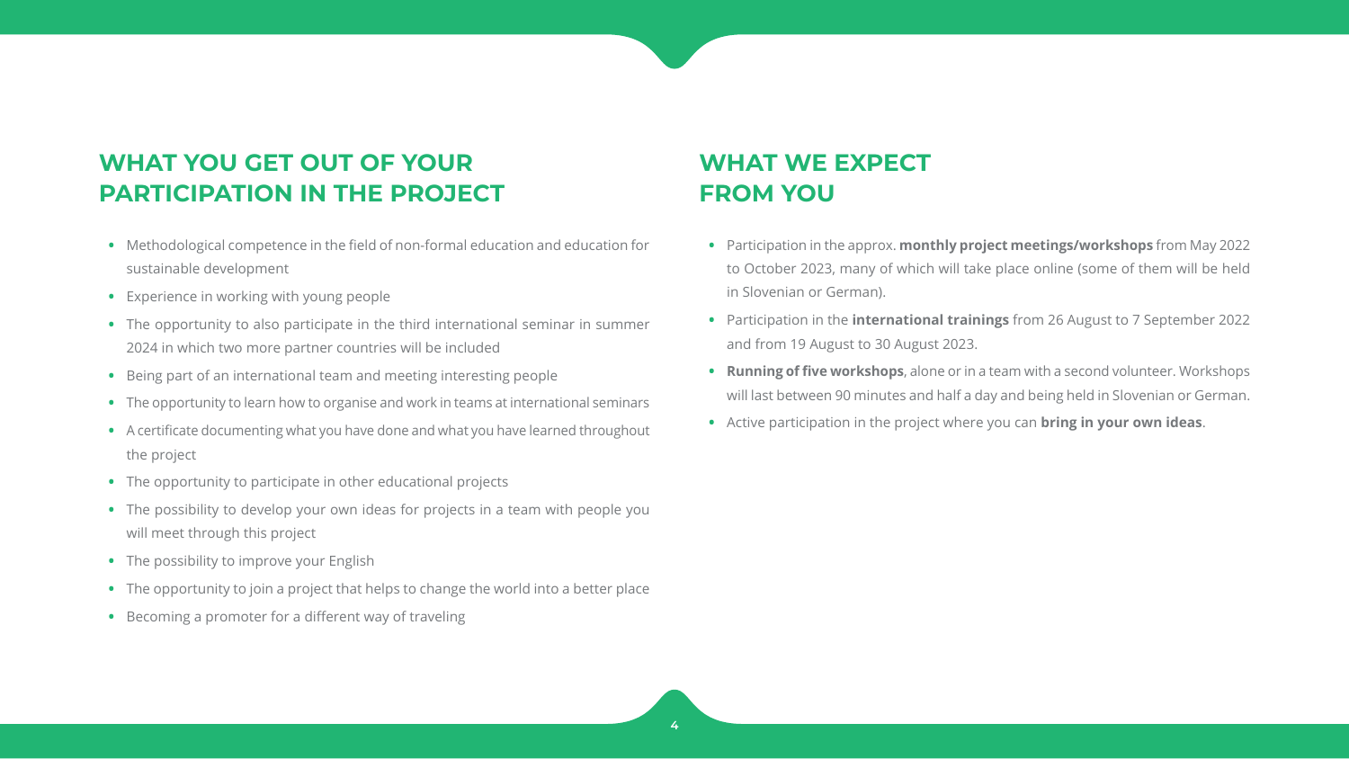## WHAT YOU GET OUT OF YOUR PARTICIPATION IN THE PROJECT

- Methodological competence in the field of non-formal education and education for sustainable development
- Experience in working with young people
- The opportunity to also participate in the third international seminar in summer 2024 in which two more partner countries will be included
- Being part of an international team and meeting interesting people
- The opportunity to learn how to organise and work in teams at international seminars
- A certificate documenting what you have done and what you have learned throughout the project
- The opportunity to participate in other educational projects
- The possibility to develop your own ideas for projects in a team with people you will meet through this project
- The possibility to improve your English
- The opportunity to join a project that helps to change the world into a better place
- Becoming a promoter for a different way of traveling

## WHAT WE EXPECT FROM YOU

- Participation in the approx. **monthly project meetings/workshops** from May 2022 to October 2023, many of which will take place online (some of them will be held in Slovenian or German).
- Participation in the **international trainings** from 26 August to 7 September 2022 and from 19 August to 30 August 2023.
- **Running of five workshops**, alone or in a team with a second volunteer. Workshops will last between 90 minutes and half a day and being held in Slovenian or German.
- Active participation in the project where you can **bring in your own ideas**.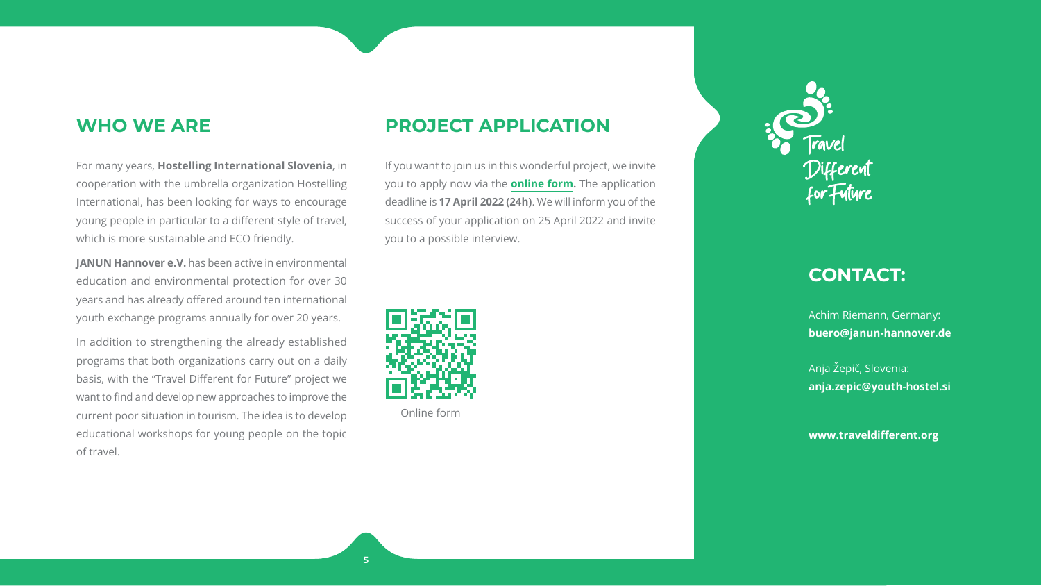## WHO WE ARE

For many years, **Hostelling International Slovenia**, in cooperation with the umbrella organization Hostelling International, has been looking for ways to encourage young people in particular to a different style of travel, which is more sustainable and ECO friendly.

**JANUN Hannover e.V.** has been active in environmental education and environmental protection for over 30 years and has already offered around ten international youth exchange programs annually for over 20 years.

In addition to strengthening the already established programs that both organizations carry out on a daily basis, with the "Travel Different for Future" project we want to find and develop new approaches to improve the current poor situation in tourism. The idea is to develop educational workshops for young people on the topic of travel.

## PROJECT APPLICATION

If you want to join us in this wonderful project, we invite you to apply now via the **online form.** The application deadline is **17 April 2022 (24h)**. We will inform you of the success of your application on 25 April 2022 and invite you to a possible interview.

Online form

Travel Different for Future

## CONTACT:

Achim Riemann, Germany:
**buero@janun-hannover.de**

Anja Žepič, Slovenia:
**anja.zepic@youth-hostel.si**

**www.traveldifferent.org**